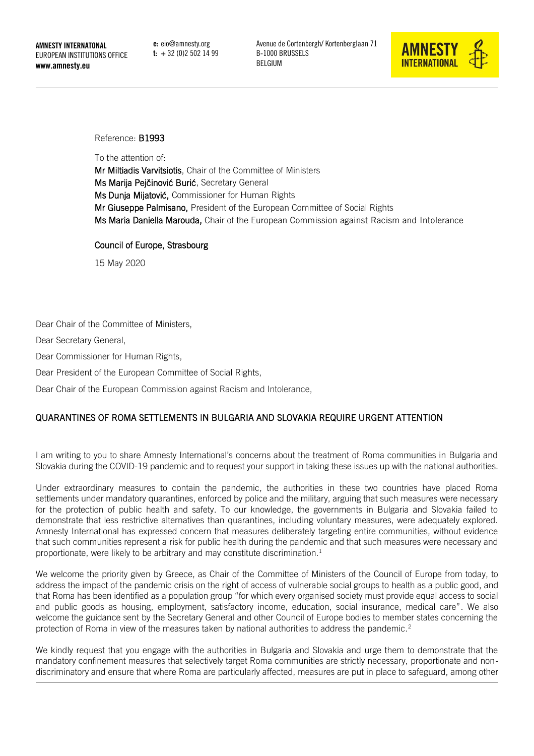**AMNESTY INTERNATONAL**
EUROPEAN INSTITUTIONS OFFICE
**www.amnesty.eu**

**e:** eio@amnesty.org
**t:** + 32 (0)2 502 14 99

Avenue de Cortenbergh/ Kortenberglaan 71
B-1000 BRUSSELS
BELGIUM

Reference: **B1993**

To the attention of:
**Mr Miltiadis Varvitsiotis**, Chair of the Committee of Ministers
**Ms Marija Pejčinović Burić**, Secretary General
**Ms Dunja Mijatović,** Commissioner for Human Rights
**Mr Giuseppe Palmisano,** President of the European Committee of Social Rights
**Ms Maria Daniella Marouda,** Chair of the European Commission against Racism and Intolerance

**Council of Europe, Strasbourg**

15 May 2020

Dear Chair of the Committee of Ministers,

Dear Secretary General,

Dear Commissioner for Human Rights,

Dear President of the European Committee of Social Rights,

Dear Chair of the European Commission against Racism and Intolerance,

## QUARANTINES OF ROMA SETTLEMENTS IN BULGARIA AND SLOVAKIA REQUIRE URGENT ATTENTION

I am writing to you to share Amnesty International's concerns about the treatment of Roma communities in Bulgaria and Slovakia during the COVID-19 pandemic and to request your support in taking these issues up with the national authorities.

Under extraordinary measures to contain the pandemic, the authorities in these two countries have placed Roma settlements under mandatory quarantines, enforced by police and the military, arguing that such measures were necessary for the protection of public health and safety. To our knowledge, the governments in Bulgaria and Slovakia failed to demonstrate that less restrictive alternatives than quarantines, including voluntary measures, were adequately explored. Amnesty International has expressed concern that measures deliberately targeting entire communities, without evidence that such communities represent a risk for public health during the pandemic and that such measures were necessary and proportionate, were likely to be arbitrary and may constitute discrimination.[1]

We welcome the priority given by Greece, as Chair of the Committee of Ministers of the Council of Europe from today, to address the impact of the pandemic crisis on the right of access of vulnerable social groups to health as a public good, and that Roma has been identified as a population group "for which every organised society must provide equal access to social and public goods as housing, employment, satisfactory income, education, social insurance, medical care". We also welcome the guidance sent by the Secretary General and other Council of Europe bodies to member states concerning the protection of Roma in view of the measures taken by national authorities to address the pandemic.[2]

We kindly request that you engage with the authorities in Bulgaria and Slovakia and urge them to demonstrate that the mandatory confinement measures that selectively target Roma communities are strictly necessary, proportionate and non-discriminatory and ensure that where Roma are particularly affected, measures are put in place to safeguard, among other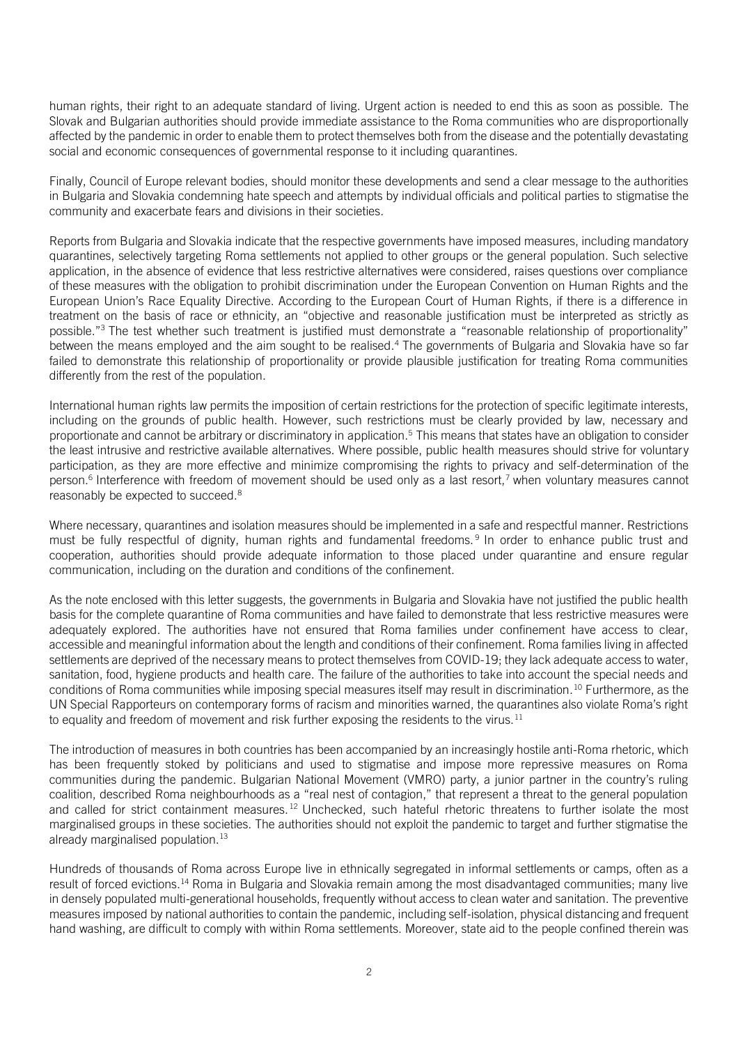human rights, their right to an adequate standard of living. Urgent action is needed to end this as soon as possible. The Slovak and Bulgarian authorities should provide immediate assistance to the Roma communities who are disproportionally affected by the pandemic in order to enable them to protect themselves both from the disease and the potentially devastating social and economic consequences of governmental response to it including quarantines.

Finally, Council of Europe relevant bodies, should monitor these developments and send a clear message to the authorities in Bulgaria and Slovakia condemning hate speech and attempts by individual officials and political parties to stigmatise the community and exacerbate fears and divisions in their societies.

Reports from Bulgaria and Slovakia indicate that the respective governments have imposed measures, including mandatory quarantines, selectively targeting Roma settlements not applied to other groups or the general population. Such selective application, in the absence of evidence that less restrictive alternatives were considered, raises questions over compliance of these measures with the obligation to prohibit discrimination under the European Convention on Human Rights and the European Union's Race Equality Directive. According to the European Court of Human Rights, if there is a difference in treatment on the basis of race or ethnicity, an "objective and reasonable justification must be interpreted as strictly as possible."[3] The test whether such treatment is justified must demonstrate a "reasonable relationship of proportionality" between the means employed and the aim sought to be realised.[4] The governments of Bulgaria and Slovakia have so far failed to demonstrate this relationship of proportionality or provide plausible justification for treating Roma communities differently from the rest of the population.

International human rights law permits the imposition of certain restrictions for the protection of specific legitimate interests, including on the grounds of public health. However, such restrictions must be clearly provided by law, necessary and proportionate and cannot be arbitrary or discriminatory in application.[5] This means that states have an obligation to consider the least intrusive and restrictive available alternatives. Where possible, public health measures should strive for voluntary participation, as they are more effective and minimize compromising the rights to privacy and self-determination of the person.[6] Interference with freedom of movement should be used only as a last resort,[7] when voluntary measures cannot reasonably be expected to succeed.[8]

Where necessary, quarantines and isolation measures should be implemented in a safe and respectful manner. Restrictions must be fully respectful of dignity, human rights and fundamental freedoms.[9] In order to enhance public trust and cooperation, authorities should provide adequate information to those placed under quarantine and ensure regular communication, including on the duration and conditions of the confinement.

As the note enclosed with this letter suggests, the governments in Bulgaria and Slovakia have not justified the public health basis for the complete quarantine of Roma communities and have failed to demonstrate that less restrictive measures were adequately explored. The authorities have not ensured that Roma families under confinement have access to clear, accessible and meaningful information about the length and conditions of their confinement. Roma families living in affected settlements are deprived of the necessary means to protect themselves from COVID-19; they lack adequate access to water, sanitation, food, hygiene products and health care. The failure of the authorities to take into account the special needs and conditions of Roma communities while imposing special measures itself may result in discrimination.[10] Furthermore, as the UN Special Rapporteurs on contemporary forms of racism and minorities warned, the quarantines also violate Roma's right to equality and freedom of movement and risk further exposing the residents to the virus.[11]

The introduction of measures in both countries has been accompanied by an increasingly hostile anti-Roma rhetoric, which has been frequently stoked by politicians and used to stigmatise and impose more repressive measures on Roma communities during the pandemic. Bulgarian National Movement (VMRO) party, a junior partner in the country's ruling coalition, described Roma neighbourhoods as a "real nest of contagion," that represent a threat to the general population and called for strict containment measures.[12] Unchecked, such hateful rhetoric threatens to further isolate the most marginalised groups in these societies. The authorities should not exploit the pandemic to target and further stigmatise the already marginalised population.[13]

Hundreds of thousands of Roma across Europe live in ethnically segregated in informal settlements or camps, often as a result of forced evictions.[14] Roma in Bulgaria and Slovakia remain among the most disadvantaged communities; many live in densely populated multi-generational households, frequently without access to clean water and sanitation. The preventive measures imposed by national authorities to contain the pandemic, including self-isolation, physical distancing and frequent hand washing, are difficult to comply with within Roma settlements. Moreover, state aid to the people confined therein was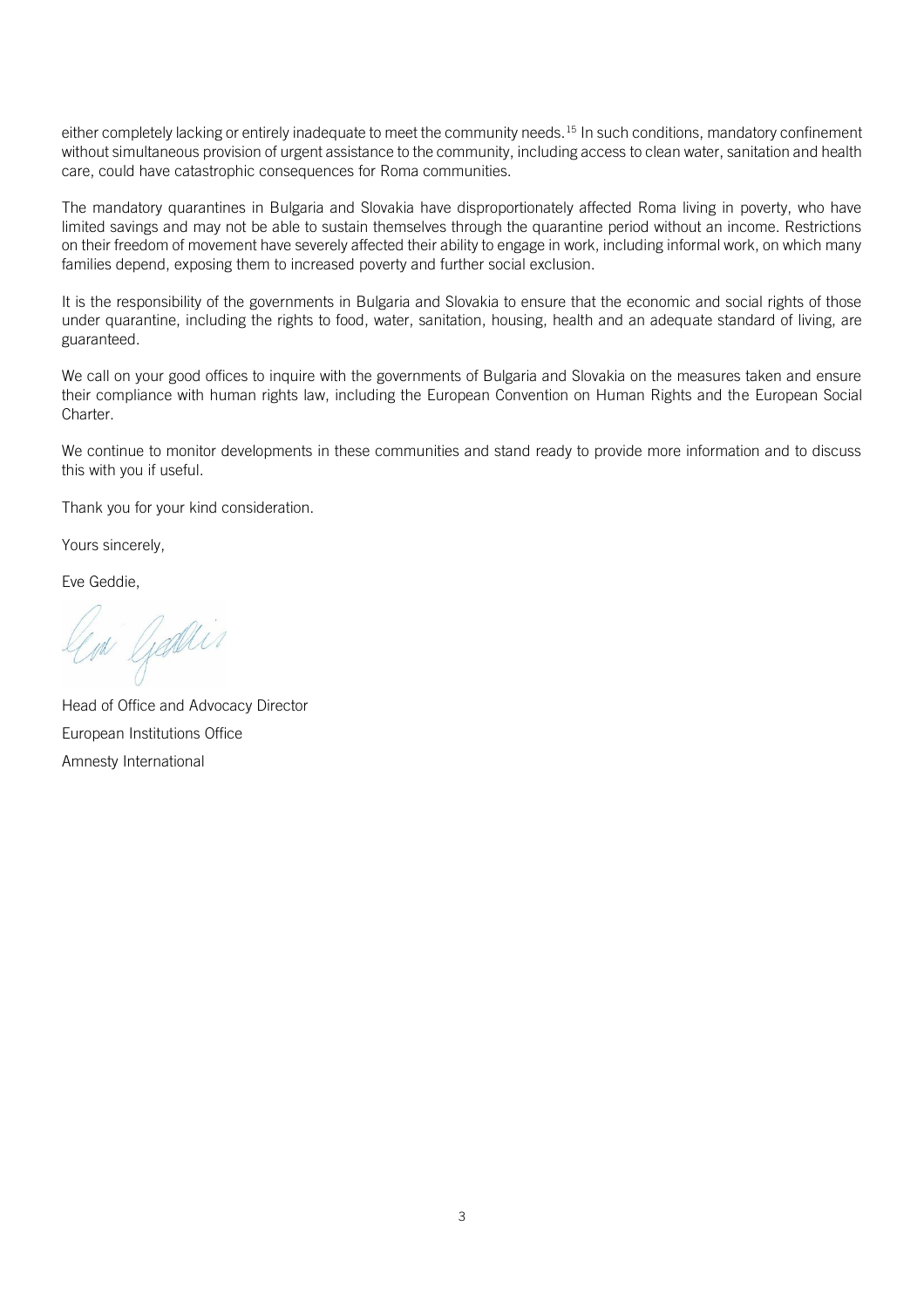either completely lacking or entirely inadequate to meet the community needs.[15] In such conditions, mandatory confinement without simultaneous provision of urgent assistance to the community, including access to clean water, sanitation and health care, could have catastrophic consequences for Roma communities.

The mandatory quarantines in Bulgaria and Slovakia have disproportionately affected Roma living in poverty, who have limited savings and may not be able to sustain themselves through the quarantine period without an income. Restrictions on their freedom of movement have severely affected their ability to engage in work, including informal work, on which many families depend, exposing them to increased poverty and further social exclusion.

It is the responsibility of the governments in Bulgaria and Slovakia to ensure that the economic and social rights of those under quarantine, including the rights to food, water, sanitation, housing, health and an adequate standard of living, are guaranteed.

We call on your good offices to inquire with the governments of Bulgaria and Slovakia on the measures taken and ensure their compliance with human rights law, including the European Convention on Human Rights and the European Social Charter.

We continue to monitor developments in these communities and stand ready to provide more information and to discuss this with you if useful.

Thank you for your kind consideration.

Yours sincerely,

Eve Geddie,

Head of Office and Advocacy Director
European Institutions Office
Amnesty International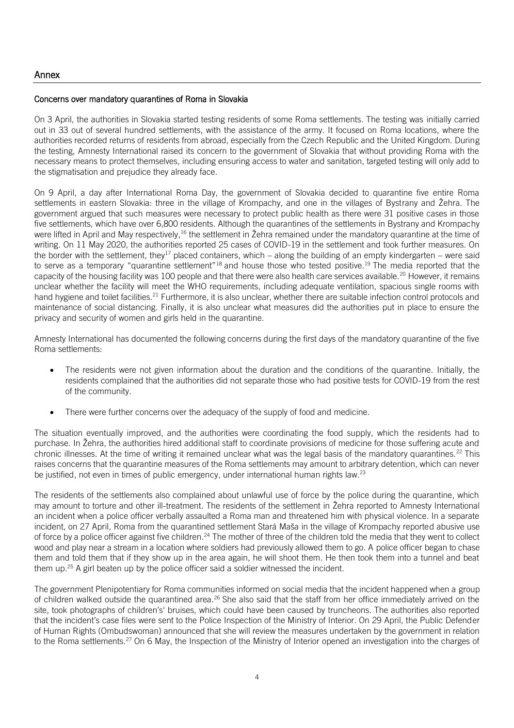## Annex

### Concerns over mandatory quarantines of Roma in Slovakia

On 3 April, the authorities in Slovakia started testing residents of some Roma settlements. The testing was initially carried out in 33 out of several hundred settlements, with the assistance of the army. It focused on Roma locations, where the authorities recorded returns of residents from abroad, especially from the Czech Republic and the United Kingdom. During the testing, Amnesty International raised its concern to the government of Slovakia that without providing Roma with the necessary means to protect themselves, including ensuring access to water and sanitation, targeted testing will only add to the stigmatisation and prejudice they already face.

On 9 April, a day after International Roma Day, the government of Slovakia decided to quarantine five entire Roma settlements in eastern Slovakia: three in the village of Krompachy, and one in the villages of Bystrany and Žehra. The government argued that such measures were necessary to protect public health as there were 31 positive cases in those five settlements, which have over 6,800 residents. Although the quarantines of the settlements in Bystrany and Krompachy were lifted in April and May respectively,[16] the settlement in Žehra remained under the mandatory quarantine at the time of writing. On 11 May 2020, the authorities reported 25 cases of COVID-19 in the settlement and took further measures. On the border with the settlement, they[17] placed containers, which – along the building of an empty kindergarten – were said to serve as a temporary "quarantine settlement"[18] and house those who tested positive.[19] The media reported that the capacity of the housing facility was 100 people and that there were also health care services available.[20] However, it remains unclear whether the facility will meet the WHO requirements, including adequate ventilation, spacious single rooms with hand hygiene and toilet facilities.[21] Furthermore, it is also unclear, whether there are suitable infection control protocols and maintenance of social distancing. Finally, it is also unclear what measures did the authorities put in place to ensure the privacy and security of women and girls held in the quarantine.

Amnesty International has documented the following concerns during the first days of the mandatory quarantine of the five Roma settlements:

- The residents were not given information about the duration and the conditions of the quarantine. Initially, the residents complained that the authorities did not separate those who had positive tests for COVID-19 from the rest of the community.
- There were further concerns over the adequacy of the supply of food and medicine.

The situation eventually improved, and the authorities were coordinating the food supply, which the residents had to purchase. In Žehra, the authorities hired additional staff to coordinate provisions of medicine for those suffering acute and chronic illnesses. At the time of writing it remained unclear what was the legal basis of the mandatory quarantines.[22] This raises concerns that the quarantine measures of the Roma settlements may amount to arbitrary detention, which can never be justified, not even in times of public emergency, under international human rights law.[23]

The residents of the settlements also complained about unlawful use of force by the police during the quarantine, which may amount to torture and other ill-treatment. The residents of the settlement in Žehra reported to Amnesty International an incident when a police officer verbally assaulted a Roma man and threatened him with physical violence. In a separate incident, on 27 April, Roma from the quarantined settlement Stará Maša in the village of Krompachy reported abusive use of force by a police officer against five children.[24] The mother of three of the children told the media that they went to collect wood and play near a stream in a location where soldiers had previously allowed them to go. A police officer began to chase them and told them that if they show up in the area again, he will shoot them. He then took them into a tunnel and beat them up.[25] A girl beaten up by the police officer said a soldier witnessed the incident.

The government Plenipotentiary for Roma communities informed on social media that the incident happened when a group of children walked outside the quarantined area.[26] She also said that the staff from her office immediately arrived on the site, took photographs of children's' bruises, which could have been caused by truncheons. The authorities also reported that the incident's case files were sent to the Police Inspection of the Ministry of Interior. On 29 April, the Public Defender of Human Rights (Ombudswoman) announced that she will review the measures undertaken by the government in relation to the Roma settlements.[27] On 6 May, the Inspection of the Ministry of Interior opened an investigation into the charges of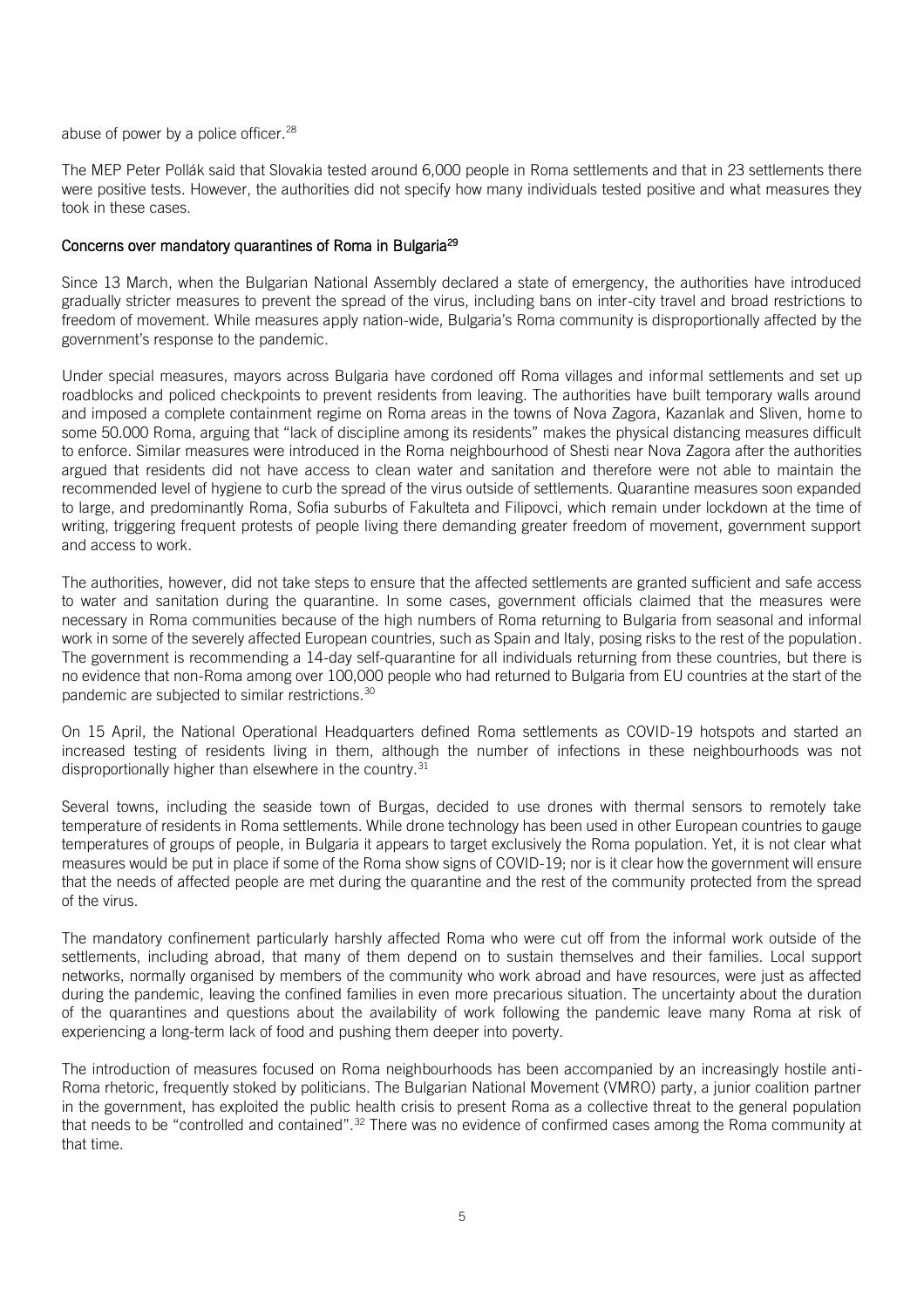abuse of power by a police officer.[28]

The MEP Peter Pollák said that Slovakia tested around 6,000 people in Roma settlements and that in 23 settlements there were positive tests. However, the authorities did not specify how many individuals tested positive and what measures they took in these cases.

## Concerns over mandatory quarantines of Roma in Bulgaria[29]

Since 13 March, when the Bulgarian National Assembly declared a state of emergency, the authorities have introduced gradually stricter measures to prevent the spread of the virus, including bans on inter-city travel and broad restrictions to freedom of movement. While measures apply nation-wide, Bulgaria's Roma community is disproportionally affected by the government's response to the pandemic.

Under special measures, mayors across Bulgaria have cordoned off Roma villages and informal settlements and set up roadblocks and policed checkpoints to prevent residents from leaving. The authorities have built temporary walls around and imposed a complete containment regime on Roma areas in the towns of Nova Zagora, Kazanlak and Sliven, home to some 50.000 Roma, arguing that "lack of discipline among its residents" makes the physical distancing measures difficult to enforce. Similar measures were introduced in the Roma neighbourhood of Shesti near Nova Zagora after the authorities argued that residents did not have access to clean water and sanitation and therefore were not able to maintain the recommended level of hygiene to curb the spread of the virus outside of settlements. Quarantine measures soon expanded to large, and predominantly Roma, Sofia suburbs of Fakulteta and Filipovci, which remain under lockdown at the time of writing, triggering frequent protests of people living there demanding greater freedom of movement, government support and access to work.

The authorities, however, did not take steps to ensure that the affected settlements are granted sufficient and safe access to water and sanitation during the quarantine. In some cases, government officials claimed that the measures were necessary in Roma communities because of the high numbers of Roma returning to Bulgaria from seasonal and informal work in some of the severely affected European countries, such as Spain and Italy, posing risks to the rest of the population. The government is recommending a 14-day self-quarantine for all individuals returning from these countries, but there is no evidence that non-Roma among over 100,000 people who had returned to Bulgaria from EU countries at the start of the pandemic are subjected to similar restrictions.[30]

On 15 April, the National Operational Headquarters defined Roma settlements as COVID-19 hotspots and started an increased testing of residents living in them, although the number of infections in these neighbourhoods was not disproportionally higher than elsewhere in the country.[31]

Several towns, including the seaside town of Burgas, decided to use drones with thermal sensors to remotely take temperature of residents in Roma settlements. While drone technology has been used in other European countries to gauge temperatures of groups of people, in Bulgaria it appears to target exclusively the Roma population. Yet, it is not clear what measures would be put in place if some of the Roma show signs of COVID-19; nor is it clear how the government will ensure that the needs of affected people are met during the quarantine and the rest of the community protected from the spread of the virus.

The mandatory confinement particularly harshly affected Roma who were cut off from the informal work outside of the settlements, including abroad, that many of them depend on to sustain themselves and their families. Local support networks, normally organised by members of the community who work abroad and have resources, were just as affected during the pandemic, leaving the confined families in even more precarious situation. The uncertainty about the duration of the quarantines and questions about the availability of work following the pandemic leave many Roma at risk of experiencing a long-term lack of food and pushing them deeper into poverty.

The introduction of measures focused on Roma neighbourhoods has been accompanied by an increasingly hostile anti-Roma rhetoric, frequently stoked by politicians. The Bulgarian National Movement (VMRO) party, a junior coalition partner in the government, has exploited the public health crisis to present Roma as a collective threat to the general population that needs to be "controlled and contained".[32] There was no evidence of confirmed cases among the Roma community at that time.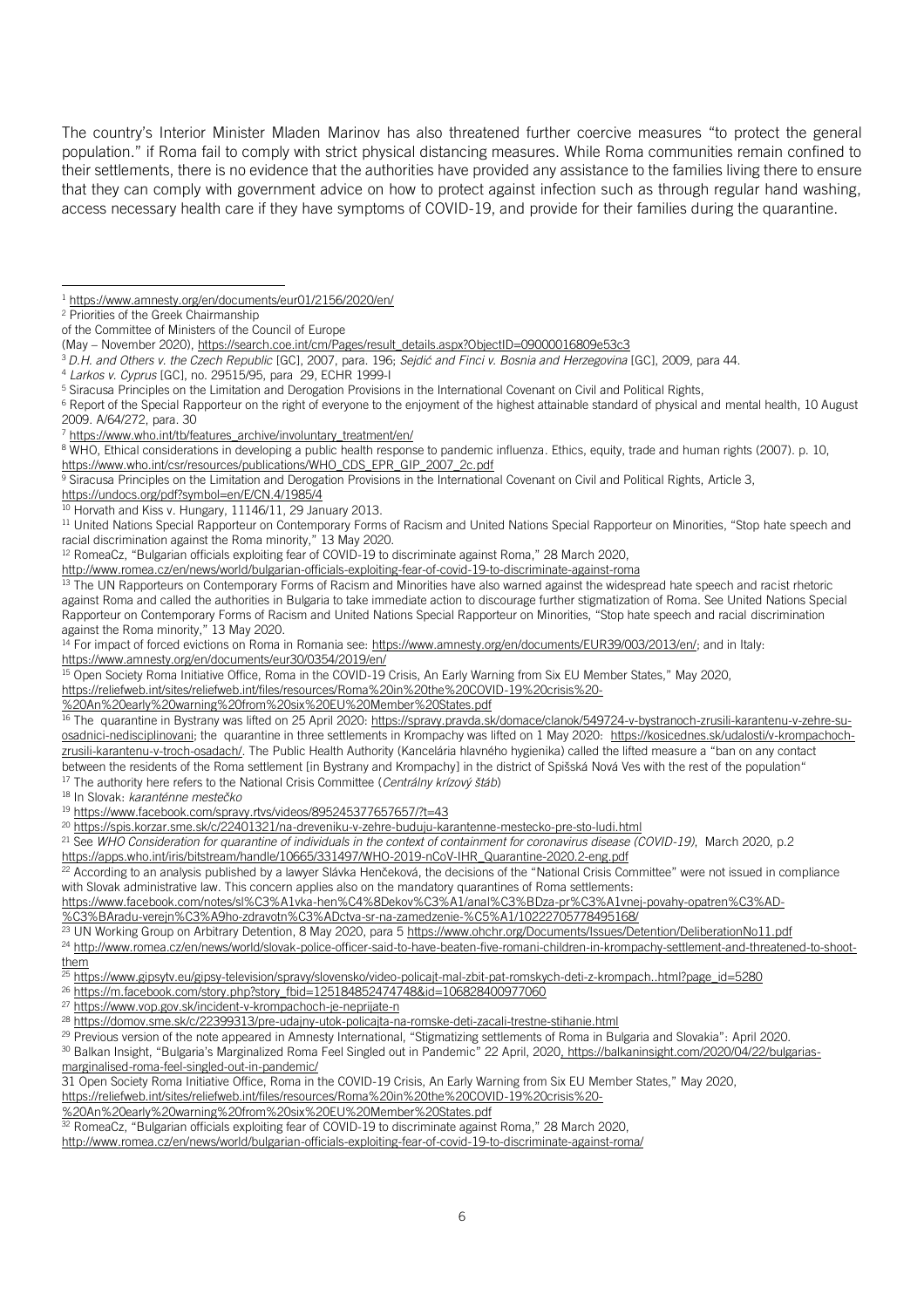The country's Interior Minister Mladen Marinov has also threatened further coercive measures "to protect the general population." if Roma fail to comply with strict physical distancing measures. While Roma communities remain confined to their settlements, there is no evidence that the authorities have provided any assistance to the families living there to ensure that they can comply with government advice on how to protect against infection such as through regular hand washing, access necessary health care if they have symptoms of COVID-19, and provide for their families during the quarantine.

---

[1] https://www.amnesty.org/en/documents/eur01/2156/2020/en/

[2] Priorities of the Greek Chairmanship of the Committee of Ministers of the Council of Europe (May – November 2020), https://search.coe.int/cm/Pages/result_details.aspx?ObjectID=09000016809e53c3

[3] *D.H. and Others v. the Czech Republic* [GC], 2007, para. 196; *Sejdić and Finci v. Bosnia and Herzegovina* [GC], 2009, para 44.

[4] *Larkos v. Cyprus* [GC], no. 29515/95, para 29, ECHR 1999-I

[5] Siracusa Principles on the Limitation and Derogation Provisions in the International Covenant on Civil and Political Rights,

[6] Report of the Special Rapporteur on the right of everyone to the enjoyment of the highest attainable standard of physical and mental health, 10 August 2009. A/64/272, para. 30

[7] https://www.who.int/tb/features_archive/involuntary_treatment/en/

[8] WHO, Ethical considerations in developing a public health response to pandemic influenza. Ethics, equity, trade and human rights (2007). p. 10, https://www.who.int/csr/resources/publications/WHO_CDS_EPR_GIP_2007_2c.pdf

[9] Siracusa Principles on the Limitation and Derogation Provisions in the International Covenant on Civil and Political Rights, Article 3, https://undocs.org/pdf?symbol=en/E/CN.4/1985/4

[10] Horvath and Kiss v. Hungary, 11146/11, 29 January 2013.

[11] United Nations Special Rapporteur on Contemporary Forms of Racism and United Nations Special Rapporteur on Minorities, "Stop hate speech and racial discrimination against the Roma minority," 13 May 2020.

[12] RomeaCz, "Bulgarian officials exploiting fear of COVID-19 to discriminate against Roma," 28 March 2020, http://www.romea.cz/en/news/world/bulgarian-officials-exploiting-fear-of-covid-19-to-discriminate-against-roma

[13] The UN Rapporteurs on Contemporary Forms of Racism and Minorities have also warned against the widespread hate speech and racist rhetoric against Roma and called the authorities in Bulgaria to take immediate action to discourage further stigmatization of Roma. See United Nations Special Rapporteur on Contemporary Forms of Racism and United Nations Special Rapporteur on Minorities, "Stop hate speech and racial discrimination against the Roma minority," 13 May 2020.

[14] For impact of forced evictions on Roma in Romania see: https://www.amnesty.org/en/documents/EUR39/003/2013/en/; and in Italy: https://www.amnesty.org/en/documents/eur30/0354/2019/en/

[15] Open Society Roma Initiative Office, Roma in the COVID-19 Crisis, An Early Warning from Six EU Member States," May 2020, https://reliefweb.int/sites/reliefweb.int/files/resources/Roma%20in%20the%20COVID-19%20crisis%20-%20An%20early%20warning%20from%20six%20EU%20Member%20States.pdf

[16] The quarantine in Bystrany was lifted on 25 April 2020: https://spravy.pravda.sk/domace/clanok/549724-v-bystranoch-zrusili-karantenu-v-zehre-su-osadnici-nedisciplinovani; the quarantine in three settlements in Krompachy was lifted on 1 May 2020: https://kosicednes.sk/udalosti/v-krompachoch-zrusili-karantenu-v-troch-osadach/. The Public Health Authority (Kancelária hlavného hygienika) called the lifted measure a "ban on any contact between the residents of the Roma settlement [in Bystrany and Krompachy] in the district of Spišská Nová Ves with the rest of the population"

[17] The authority here refers to the National Crisis Committee (*Centrálny krízový štáb*)

[18] In Slovak: *karanténne mestečko*

[19] https://www.facebook.com/spravy.rtvs/videos/895245377657657/?t=43

[20] https://spis.korzar.sme.sk/c/22401321/na-dreveniku-v-zehre-buduju-karantenne-mestecko-pre-sto-ludi.html

[21] See *WHO Consideration for quarantine of individuals in the context of containment for coronavirus disease (COVID-19)*, March 2020, p.2 https://apps.who.int/iris/bitstream/handle/10665/331497/WHO-2019-nCoV-IHR_Quarantine-2020.2-eng.pdf

[22] According to an analysis published by a lawyer Slávka Henčeková, the decisions of the "National Crisis Committee" were not issued in compliance with Slovak administrative law. This concern applies also on the mandatory quarantines of Roma settlements: https://www.facebook.com/notes/sl%C3%A1vka-hen%C4%8Dekov%C3%A1/anal%C3%BDza-pr%C3%A1vnej-povahy-opatren%C3%AD-%C3%BAradu-verejn%C3%A9ho-zdravotn%C3%ADctva-sr-na-zamedzenie-%C5%A1/10222705778495168/

[23] UN Working Group on Arbitrary Detention, 8 May 2020, para 5 https://www.ohchr.org/Documents/Issues/Detention/DeliberationNo11.pdf

[24] http://www.romea.cz/en/news/world/slovak-police-officer-said-to-have-beaten-five-romani-children-in-krompachy-settlement-and-threatened-to-shoot-them

[25] https://www.gipsytv.eu/gipsy-television/spravy/slovensko/video-policajt-mal-zbit-pat-romskych-deti-z-krompach..html?page_id=5280

[26] https://m.facebook.com/story.php?story_fbid=125184852474748&id=106828400977060

[27] https://www.vop.gov.sk/incident-v-krompachoch-je-neprijate-n

[28] https://domov.sme.sk/c/22399313/pre-udajny-utok-policajta-na-romske-deti-zacali-trestne-stihanie.html

[29] Previous version of the note appeared in Amnesty International, "Stigmatizing settlements of Roma in Bulgaria and Slovakia": April 2020.

[30] Balkan Insight, "Bulgaria's Marginalized Roma Feel Singled out in Pandemic" 22 April, 2020, https://balkaninsight.com/2020/04/22/bulgarias-marginalised-roma-feel-singled-out-in-pandemic/

[31] Open Society Roma Initiative Office, Roma in the COVID-19 Crisis, An Early Warning from Six EU Member States," May 2020, https://reliefweb.int/sites/reliefweb.int/files/resources/Roma%20in%20the%20COVID-19%20crisis%20-%20An%20early%20warning%20from%20six%20EU%20Member%20States.pdf

[32] RomeaCz, "Bulgarian officials exploiting fear of COVID-19 to discriminate against Roma," 28 March 2020, http://www.romea.cz/en/news/world/bulgarian-officials-exploiting-fear-of-covid-19-to-discriminate-against-roma/